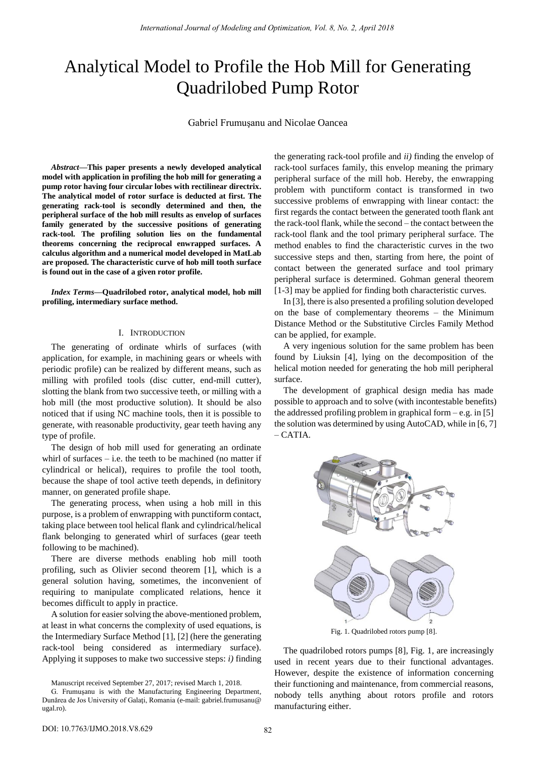# Analytical Model to Profile the Hob Mill for Generating Quadrilobed Pump Rotor

Gabriel Frumuşanu and Nicolae Oancea

***Abstract*—This paper presents a newly developed analytical model with application in profiling the hob mill for generating a pump rotor having four circular lobes with rectilinear directrix. The analytical model of rotor surface is deducted at first. The generating rack-tool is secondly determined and then, the peripheral surface of the hob mill results as envelop of surfaces family generated by the successive positions of generating rack-tool. The profiling solution lies on the fundamental theorems concerning the reciprocal enwrapped surfaces. A calculus algorithm and a numerical model developed in MatLab are proposed. The characteristic curve of hob mill tooth surface is found out in the case of a given rotor profile.**

***Index Terms*—Quadrilobed rotor, analytical model, hob mill profiling, intermediary surface method.**

## I. Introduction

The generating of ordinate whirls of surfaces (with application, for example, in machining gears or wheels with periodic profile) can be realized by different means, such as milling with profiled tools (disc cutter, end-mill cutter), slotting the blank from two successive teeth, or milling with a hob mill (the most productive solution). It should be also noticed that if using NC machine tools, then it is possible to generate, with reasonable productivity, gear teeth having any type of profile.

The design of hob mill used for generating an ordinate whirl of surfaces – i.e. the teeth to be machined (no matter if cylindrical or helical), requires to profile the tool tooth, because the shape of tool active teeth depends, in definitory manner, on generated profile shape.

The generating process, when using a hob mill in this purpose, is a problem of enwrapping with punctiform contact, taking place between tool helical flank and cylindrical/helical flank belonging to generated whirl of surfaces (gear teeth following to be machined).

There are diverse methods enabling hob mill tooth profiling, such as Olivier second theorem [1], which is a general solution having, sometimes, the inconvenient of requiring to manipulate complicated relations, hence it becomes difficult to apply in practice.

A solution for easier solving the above-mentioned problem, at least in what concerns the complexity of used equations, is the Intermediary Surface Method [1], [2] (here the generating rack-tool being considered as intermediary surface). Applying it supposes to make two successive steps: *i)* finding the generating rack-tool profile and *ii)* finding the envelop of rack-tool surfaces family, this envelop meaning the primary peripheral surface of the mill hob. Hereby, the enwrapping problem with punctiform contact is transformed in two successive problems of enwrapping with linear contact: the first regards the contact between the generated tooth flank ant the rack-tool flank, while the second – the contact between the rack-tool flank and the tool primary peripheral surface. The method enables to find the characteristic curves in the two successive steps and then, starting from here, the point of contact between the generated surface and tool primary peripheral surface is determined. Gohman general theorem [1-3] may be applied for finding both characteristic curves.

In [3], there is also presented a profiling solution developed on the base of complementary theorems – the Minimum Distance Method or the Substitutive Circles Family Method can be applied, for example.

A very ingenious solution for the same problem has been found by Liuksin [4], lying on the decomposition of the helical motion needed for generating the hob mill peripheral surface.

The development of graphical design media has made possible to approach and to solve (with incontestable benefits) the addressed profiling problem in graphical form – e.g. in [5] the solution was determined by using AutoCAD, while in [6, 7] – CATIA.

Fig. 1. Quadrilobed rotors pump [8].

The quadrilobed rotors pumps [8], Fig. 1, are increasingly used in recent years due to their functional advantages. However, despite the existence of information concerning their functioning and maintenance, from commercial reasons, nobody tells anything about rotors profile and rotors manufacturing either.

Manuscript received September 27, 2017; revised March 1, 2018.

G. Frumuşanu is with the Manufacturing Engineering Department, Dunărea de Jos University of Galaţi, Romania (e-mail: gabriel.frumusanu@ugal.ro).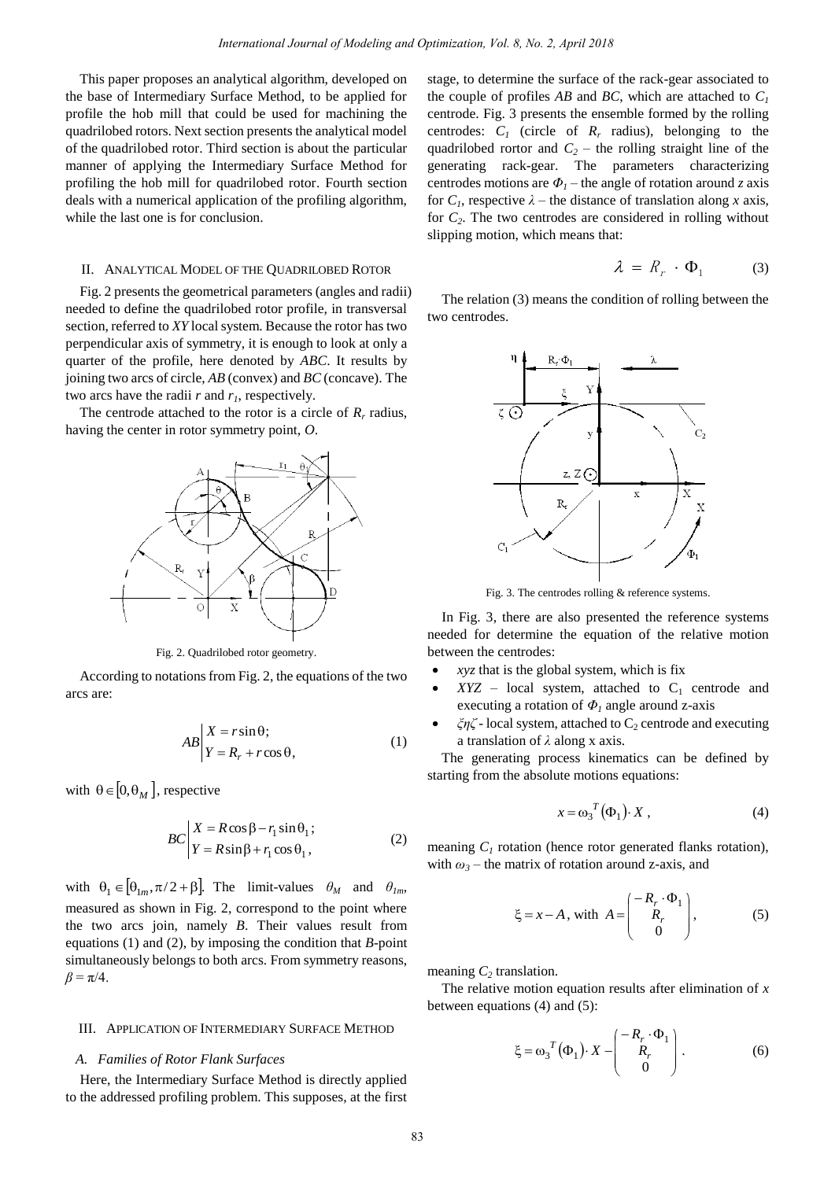This paper proposes an analytical algorithm, developed on the base of Intermediary Surface Method, to be applied for profile the hob mill that could be used for machining the quadrilobed rotors. Next section presents the analytical model of the quadrilobed rotor. Third section is about the particular manner of applying the Intermediary Surface Method for profiling the hob mill for quadrilobed rotor. Fourth section deals with a numerical application of the profiling algorithm, while the last one is for conclusion.

## II. Analytical Model of the Quadrilobed Rotor

Fig. 2 presents the geometrical parameters (angles and radii) needed to define the quadrilobed rotor profile, in transversal section, referred to *XY* local system. Because the rotor has two perpendicular axis of symmetry, it is enough to look at only a quarter of the profile, here denoted by *ABC*. It results by joining two arcs of circle, *AB* (convex) and *BC* (concave). The two arcs have the radii $r$ and $r_1$, respectively.

The centrode attached to the rotor is a circle of $R_r$ radius, having the center in rotor symmetry point, *O*.

Fig. 2. Quadrilobed rotor geometry.

According to notations from Fig. 2, the equations of the two arcs are:

$$AB\left|\begin{aligned}X &= r\sin\theta;\\ Y &= R_r + r\cos\theta,\end{aligned}\right. \tag{1}$$

with $\theta \in [0, \theta_M]$, respective

$$BC\left|\begin{aligned}X &= R\cos\beta - r_1\sin\theta_1;\\ Y &= R\sin\beta + r_1\cos\theta_1,\end{aligned}\right. \tag{2}$$

with $\theta_1 \in [\theta_{1m}, \pi/2 + \beta]$. The limit-values $\theta_M$ and $\theta_{1m}$, measured as shown in Fig. 2, correspond to the point where the two arcs join, namely *B*. Their values result from equations (1) and (2), by imposing the condition that *B*-point simultaneously belongs to both arcs. From symmetry reasons, $\beta = \pi/4$.

## III. Application of Intermediary Surface Method

### A. Families of Rotor Flank Surfaces

Here, the Intermediary Surface Method is directly applied to the addressed profiling problem. This supposes, at the first stage, to determine the surface of the rack-gear associated to the couple of profiles *AB* and *BC*, which are attached to $C_1$ centrode. Fig. 3 presents the ensemble formed by the rolling centrodes: $C_1$ (circle of $R_r$ radius), belonging to the quadrilobed rortor and $C_2$ – the rolling straight line of the generating rack-gear. The parameters characterizing centrodes motions are $\Phi_1$ – the angle of rotation around *z* axis for $C_1$, respective $\lambda$ – the distance of translation along *x* axis, for $C_2$. The two centrodes are considered in rolling without slipping motion, which means that:

$$\lambda = R_r \cdot \Phi_1 \tag{3}$$

The relation (3) means the condition of rolling between the two centrodes.

Fig. 3. The centrodes rolling & reference systems.

In Fig. 3, there are also presented the reference systems needed for determine the equation of the relative motion between the centrodes:

- *xyz* that is the global system, which is fix
- *XYZ* – local system, attached to $C_1$ centrode and executing a rotation of $\Phi_1$ angle around z-axis
- $\xi\eta\zeta$ - local system, attached to $C_2$ centrode and executing a translation of $\lambda$ along x axis.

The generating process kinematics can be defined by starting from the absolute motions equations:

$$x = \omega_3^{\,T}(\Phi_1)\cdot X\,, \tag{4}$$

meaning $C_1$ rotation (hence rotor generated flanks rotation), with $\omega_3$ – the matrix of rotation around z-axis, and

$$\xi = x - A\text{, with } A = \begin{pmatrix} -R_r\cdot\Phi_1\\ R_r\\ 0\end{pmatrix}, \tag{5}$$

meaning $C_2$ translation.

The relative motion equation results after elimination of *x* between equations (4) and (5):

$$\xi = \omega_3^{\,T}(\Phi_1)\cdot X - \begin{pmatrix} -R_r\cdot\Phi_1\\ R_r\\ 0\end{pmatrix}. \tag{6}$$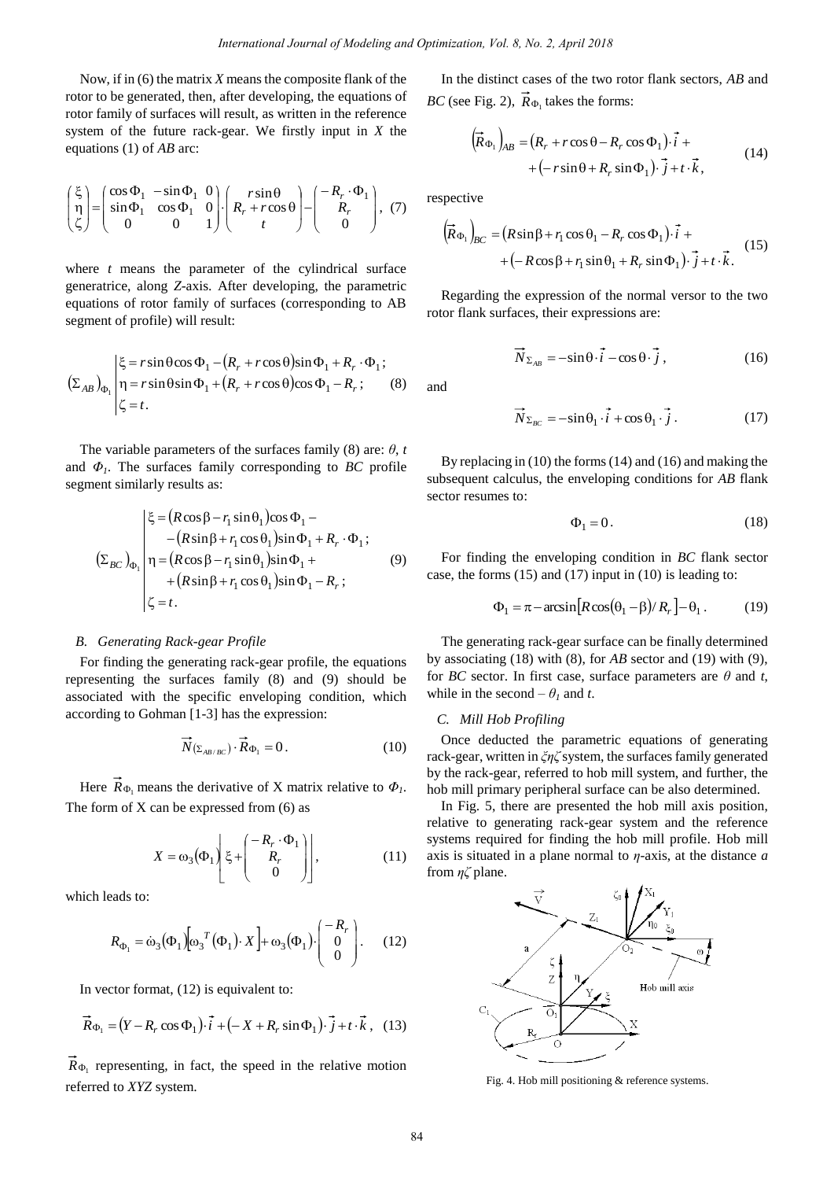Now, if in (6) the matrix $X$ means the composite flank of the rotor to be generated, then, after developing, the equations of rotor family of surfaces will result, as written in the reference system of the future rack-gear. We firstly input in $X$ the equations (1) of $AB$ arc:

$$\begin{pmatrix} \xi \\ \eta \\ \zeta \end{pmatrix} = \begin{pmatrix} \cos\Phi_1 & -\sin\Phi_1 & 0 \\ \sin\Phi_1 & \cos\Phi_1 & 0 \\ 0 & 0 & 1 \end{pmatrix} \cdot \begin{pmatrix} r\sin\theta \\ R_r + r\cos\theta \\ t \end{pmatrix} - \begin{pmatrix} -R_r \cdot \Phi_1 \\ R_r \\ 0 \end{pmatrix}, \quad (7)$$

where $t$ means the parameter of the cylindrical surface generatrice, along $Z$-axis. After developing, the parametric equations of rotor family of surfaces (corresponding to AB segment of profile) will result:

$$\left(\Sigma_{AB}\right)_{\Phi_1} \begin{vmatrix} \xi = r\sin\theta\cos\Phi_1 - \left(R_r + r\cos\theta\right)\sin\Phi_1 + R_r \cdot \Phi_1; \\ \eta = r\sin\theta\sin\Phi_1 + \left(R_r + r\cos\theta\right)\cos\Phi_1 - R_r; \\ \zeta = t. \end{vmatrix} \quad (8)$$

The variable parameters of the surfaces family (8) are: $\theta$, $t$ and $\Phi_1$. The surfaces family corresponding to $BC$ profile segment similarly results as:

$$\left(\Sigma_{BC}\right)_{\Phi_1} \begin{vmatrix} \xi = \left(R\cos\beta - r_1\sin\theta_1\right)\cos\Phi_1 - \\ \quad -\left(R\sin\beta + r_1\cos\theta_1\right)\sin\Phi_1 + R_r \cdot \Phi_1; \\ \eta = \left(R\cos\beta - r_1\sin\theta_1\right)\sin\Phi_1 + \\ \quad +\left(R\sin\beta + r_1\cos\theta_1\right)\sin\Phi_1 - R_r; \\ \zeta = t. \end{vmatrix} \quad (9)$$

### B. Generating Rack-gear Profile

For finding the generating rack-gear profile, the equations representing the surfaces family (8) and (9) should be associated with the specific enveloping condition, which according to Gohman [1-3] has the expression:

$$\vec{N}_{(\Sigma_{AB/BC})} \cdot \vec{R}_{\Phi_1} = 0. \quad (10)$$

Here $\vec{R}_{\Phi_1}$ means the derivative of X matrix relative to $\Phi_1$. The form of X can be expressed from (6) as

$$X = \omega_3(\Phi_1)\left[\xi + \begin{pmatrix} -R_r \cdot \Phi_1 \\ R_r \\ 0 \end{pmatrix}\right], \quad (11)$$

which leads to:

$$R_{\Phi_1} = \dot{\omega}_3(\Phi_1)\left[\omega_3^{\,T}(\Phi_1) \cdot X\right] + \omega_3(\Phi_1) \cdot \begin{pmatrix} -R_r \\ 0 \\ 0 \end{pmatrix}. \quad (12)$$

In vector format, (12) is equivalent to:

$$\vec{R}_{\Phi_1} = \left(Y - R_r\cos\Phi_1\right) \cdot \vec{i} + \left(-X + R_r\sin\Phi_1\right) \cdot \vec{j} + t \cdot \vec{k}, \quad (13)$$

$\vec{R}_{\Phi_1}$ representing, in fact, the speed in the relative motion referred to $XYZ$ system.

In the distinct cases of the two rotor flank sectors, $AB$ and $BC$ (see Fig. 2), $\vec{R}_{\Phi_1}$ takes the forms:

$$\left(\vec{R}_{\Phi_1}\right)_{AB} = \left(R_r + r\cos\theta - R_r\cos\Phi_1\right) \cdot \vec{i} + \left(-r\sin\theta + R_r\sin\Phi_1\right) \cdot \vec{j} + t \cdot \vec{k}, \quad (14)$$

respective

$$\left(\vec{R}_{\Phi_1}\right)_{BC} = \left(R\sin\beta + r_1\cos\theta_1 - R_r\cos\Phi_1\right) \cdot \vec{i} + \left(-R\cos\beta + r_1\sin\theta_1 + R_r\sin\Phi_1\right) \cdot \vec{j} + t \cdot \vec{k}. \quad (15)$$

Regarding the expression of the normal versor to the two rotor flank surfaces, their expressions are:

$$\vec{N}_{\Sigma_{AB}} = -\sin\theta \cdot \vec{i} - \cos\theta \cdot \vec{j}, \quad (16)$$

and

$$\vec{N}_{\Sigma_{BC}} = -\sin\theta_1 \cdot \vec{i} + \cos\theta_1 \cdot \vec{j}. \quad (17)$$

By replacing in (10) the forms (14) and (16) and making the subsequent calculus, the enveloping conditions for $AB$ flank sector resumes to:

$$\Phi_1 = 0. \quad (18)$$

For finding the enveloping condition in $BC$ flank sector case, the forms (15) and (17) input in (10) is leading to:

$$\Phi_1 = \pi - \arcsin\left[R\cos\left(\theta_1 - \beta\right)/R_r\right] - \theta_1. \quad (19)$$

The generating rack-gear surface can be finally determined by associating (18) with (8), for $AB$ sector and (19) with (9), for $BC$ sector. In first case, surface parameters are $\theta$ and $t$, while in the second – $\theta_1$ and $t$.

### C. Mill Hob Profiling

Once deducted the parametric equations of generating rack-gear, written in $\xi\eta\zeta$ system, the surfaces family generated by the rack-gear, referred to hob mill system, and further, the hob mill primary peripheral surface can be also determined.

In Fig. 5, there are presented the hob mill axis position, relative to generating rack-gear system and the reference systems required for finding the hob mill profile. Hob mill axis is situated in a plane normal to $\eta$-axis, at the distance $a$ from $\eta\zeta$ plane.

Fig. 4. Hob mill positioning & reference systems.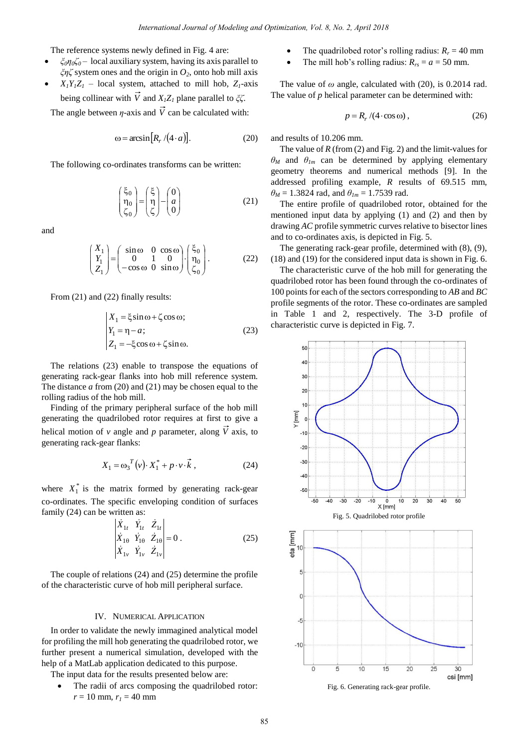The reference systems newly defined in Fig. 4 are:

- $\xi_0\eta_0\zeta_0$ – local auxiliary system, having its axis parallel to $\xi\eta\zeta$ system ones and the origin in $O_2$, onto hob mill axis
- $X_1Y_1Z_1$ – local system, attached to mill hob, $Z_1$-axis being collinear with $\vec{V}$ and $X_1Z_1$ plane parallel to $\xi\zeta$.

The angle between $\eta$-axis and $\vec{V}$ can be calculated with:

$$\omega = \arcsin\left[R_r/(4\cdot a)\right]. \tag{20}$$

The following co-ordinates transforms can be written:

$$\begin{pmatrix}\xi_0\\ \eta_0\\ \zeta_0\end{pmatrix} = \begin{pmatrix}\xi\\ \eta\\ \zeta\end{pmatrix} - \begin{pmatrix}0\\ a\\ 0\end{pmatrix} \tag{21}$$

and

$$\begin{pmatrix}X_1\\ Y_1\\ Z_1\end{pmatrix} = \begin{pmatrix}\sin\omega & 0 & \cos\omega\\ 0 & 1 & 0\\ -\cos\omega & 0 & \sin\omega\end{pmatrix} \cdot \begin{pmatrix}\xi_0\\ \eta_0\\ \zeta_0\end{pmatrix}. \tag{22}$$

From (21) and (22) finally results:

$$\begin{cases} X_1 = \xi\sin\omega + \zeta\cos\omega;\\ Y_1 = \eta - a;\\ Z_1 = -\xi\cos\omega + \zeta\sin\omega. \end{cases} \tag{23}$$

The relations (23) enable to transpose the equations of generating rack-gear flanks into hob mill reference system. The distance $a$ from (20) and (21) may be chosen equal to the rolling radius of the hob mill.

Finding of the primary peripheral surface of the hob mill generating the quadrilobed rotor requires at first to give a helical motion of $v$ angle and $p$ parameter, along $\vec{V}$ axis, to generating rack-gear flanks:

$$X_1 = \omega_3^{\,T}(v)\cdot X_1^* + p\cdot v\cdot \vec{k}\,, \tag{24}$$

where $X_1^*$ is the matrix formed by generating rack-gear co-ordinates. The specific enveloping condition of surfaces family (24) can be written as:

$$\begin{vmatrix} \dot{X}_{1t} & \dot{Y}_{1t} & \dot{Z}_{1t}\\ \dot{X}_{1\theta} & \dot{Y}_{1\theta} & \dot{Z}_{1\theta}\\ \dot{X}_{1v} & \dot{Y}_{1v} & \dot{Z}_{1v} \end{vmatrix} = 0\,. \tag{25}$$

The couple of relations (24) and (25) determine the profile of the characteristic curve of hob mill peripheral surface.

## IV. Numerical Application

In order to validate the newly immagined analytical model for profiling the mill hob generating the quadrilobed rotor, we further present a numerical simulation, developed with the help of a MatLab application dedicated to this purpose.

The input data for the results presented below are:

- The radii of arcs composing the quadrilobed rotor: $r$ = 10 mm, $r_1$ = 40 mm
- The quadrilobed rotor's rolling radius: $R_r$ = 40 mm
- The mill hob's rolling radius: $R_{rs} = a$ = 50 mm.

The value of $\omega$ angle, calculated with (20), is 0.2014 rad. The value of $p$ helical parameter can be determined with:

$$p = R_r/(4\cdot\cos\omega)\,, \tag{26}$$

and results of 10.206 mm.

The value of $R$ (from (2) and Fig. 2) and the limit-values for $\theta_M$ and $\theta_{1m}$ can be determined by applying elementary geometry theorems and numerical methods [9]. In the addressed profiling example, $R$ results of 69.515 mm, $\theta_M$ = 1.3824 rad, and $\theta_{1m}$ = 1.7539 rad.

The entire profile of quadrilobed rotor, obtained for the mentioned input data by applying (1) and (2) and then by drawing $AC$ profile symmetric curves relative to bisector lines and to co-ordinates axis, is depicted in Fig. 5.

The generating rack-gear profile, determined with (8), (9), (18) and (19) for the considered input data is shown in Fig. 6.

The characteristic curve of the hob mill for generating the quadrilobed rotor has been found through the co-ordinates of 100 points for each of the sectors corresponding to $AB$ and $BC$ profile segments of the rotor. These co-ordinates are sampled in Table 1 and 2, respectively. The 3-D profile of characteristic curve is depicted in Fig. 7.

Fig. 5. Quadrilobed rotor profile

Fig. 6. Generating rack-gear profile.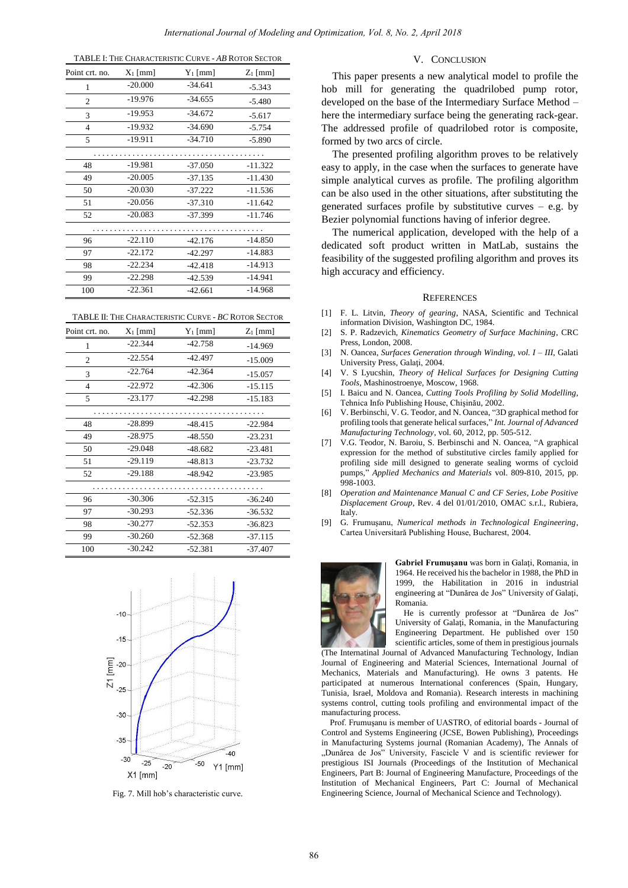TABLE I: THE CHARACTERISTIC CURVE - *AB* ROTOR SECTOR

| Point crt. no. | $X_1$ [mm] | $Y_1$ [mm] | $Z_1$ [mm] |
|---|---|---|---|
| 1 | -20.000 | -34.641 | -5.343 |
| 2 | -19.976 | -34.655 | -5.480 |
| 3 | -19.953 | -34.672 | -5.617 |
| 4 | -19.932 | -34.690 | -5.754 |
| 5 | -19.911 | -34.710 | -5.890 |
| ... | ... | ... | ... |
| 48 | -19.981 | -37.050 | -11.322 |
| 49 | -20.005 | -37.135 | -11.430 |
| 50 | -20.030 | -37.222 | -11.536 |
| 51 | -20.056 | -37.310 | -11.642 |
| 52 | -20.083 | -37.399 | -11.746 |
| ... | ... | ... | ... |
| 96 | -22.110 | -42.176 | -14.850 |
| 97 | -22.172 | -42.297 | -14.883 |
| 98 | -22.234 | -42.418 | -14.913 |
| 99 | -22.298 | -42.539 | -14.941 |
| 100 | -22.361 | -42.661 | -14.968 |

TABLE II: THE CHARACTERISTIC CURVE - *BC* ROTOR SECTOR

| Point crt. no. | $X_1$ [mm] | $Y_1$ [mm] | $Z_1$ [mm] |
|---|---|---|---|
| 1 | -22.344 | -42.758 | -14.969 |
| 2 | -22.554 | -42.497 | -15.009 |
| 3 | -22.764 | -42.364 | -15.057 |
| 4 | -22.972 | -42.306 | -15.115 |
| 5 | -23.177 | -42.298 | -15.183 |
| ... | ... | ... | ... |
| 48 | -28.899 | -48.415 | -22.984 |
| 49 | -28.975 | -48.550 | -23.231 |
| 50 | -29.048 | -48.682 | -23.481 |
| 51 | -29.119 | -48.813 | -23.732 |
| 52 | -29.188 | -48.942 | -23.985 |
| ... | ... | ... | ... |
| 96 | -30.306 | -52.315 | -36.240 |
| 97 | -30.293 | -52.336 | -36.532 |
| 98 | -30.277 | -52.353 | -36.823 |
| 99 | -30.260 | -52.368 | -37.115 |
| 100 | -30.242 | -52.381 | -37.407 |

-10
-15
-20
-25
-30
-35
Z1 [mm]
-30
-25
-20
X1 [mm]
-50
-40
Y1 [mm]

Fig. 7. Mill hob's characteristic curve.

## V. CONCLUSION

This paper presents a new analytical model to profile the hob mill for generating the quadrilobed pump rotor, developed on the base of the Intermediary Surface Method – here the intermediary surface being the generating rack-gear. The addressed profile of quadrilobed rotor is composite, formed by two arcs of circle.

The presented profiling algorithm proves to be relatively easy to apply, in the case when the surfaces to generate have simple analytical curves as profile. The profiling algorithm can be also used in the other situations, after substituting the generated surfaces profile by substitutive curves – e.g. by Bezier polynomial functions having of inferior degree.

The numerical application, developed with the help of a dedicated soft product written in MatLab, sustains the feasibility of the suggested profiling algorithm and proves its high accuracy and efficiency.

## REFERENCES

[1] F. L. Litvin, *Theory of gearing*, NASA, Scientific and Technical information Division, Washington DC, 1984.

[2] S. P. Radzevich, *Kinematics Geometry of Surface Machining*, CRC Press, London, 2008.

[3] N. Oancea, *Surfaces Generation through Winding, vol. I – III*, Galati University Press, Galaţi, 2004.

[4] V. S Lyucshin, *Theory of Helical Surfaces for Designing Cutting Tools*, Mashinostroenye, Moscow, 1968.

[5] I. Baicu and N. Oancea, *Cutting Tools Profiling by Solid Modelling*, Tehnica Info Publishing House, Chişinău, 2002.

[6] V. Berbinschi, V. G. Teodor, and N. Oancea, "3D graphical method for profiling tools that generate helical surfaces," *Int. Journal of Advanced Manufacturing Technology*, vol. 60, 2012, pp. 505-512.

[7] V.G. Teodor, N. Baroiu, S. Berbinschi and N. Oancea, "A graphical expression for the method of substitutive circles family applied for profiling side mill designed to generate sealing worms of cycloid pumps," *Applied Mechanics and Materials* vol. 809-810, 2015, pp. 998-1003.

[8] *Operation and Maintenance Manual C and CF Series, Lobe Positive Displacement Group*, Rev. 4 del 01/01/2010, OMAC s.r.l., Rubiera, Italy.

[9] G. Frumuşanu, *Numerical methods in Technological Engineering*, Cartea Universitară Publishing House, Bucharest, 2004.

**Gabriel Frumuşanu** was born in Galaţi, Romania, in 1964. He received his the bachelor in 1988, the PhD in 1999, the Habilitation in 2016 in industrial engineering at "Dunărea de Jos" University of Galaţi, Romania.

He is currently professor at "Dunărea de Jos" University of Galaţi, Romania, in the Manufacturing Engineering Department. He published over 150 scientific articles, some of them in prestigious journals (The International Journal of Advanced Manufacturing Technology, Indian Journal of Engineering and Material Sciences, International Journal of Mechanics, Materials and Manufacturing). He owns 3 patents. He participated at numerous International conferences (Spain, Hungary, Tunisia, Israel, Moldova and Romania). Research interests in machining systems control, cutting tools profiling and environmental impact of the manufacturing process.

Prof. Frumuşanu is member of UASTRO, of editorial boards - Journal of Control and Systems Engineering (JCSE, Bowen Publishing), Proceedings in Manufacturing Systems journal (Romanian Academy), The Annals of „Dunărea de Jos" University, Fascicle V and is scientific reviewer for prestigious ISI Journals (Proceedings of the Institution of Mechanical Engineers, Part B: Journal of Engineering Manufacture, Proceedings of the Institution of Mechanical Engineers, Part C: Journal of Mechanical Engineering Science, Journal of Mechanical Science and Technology).